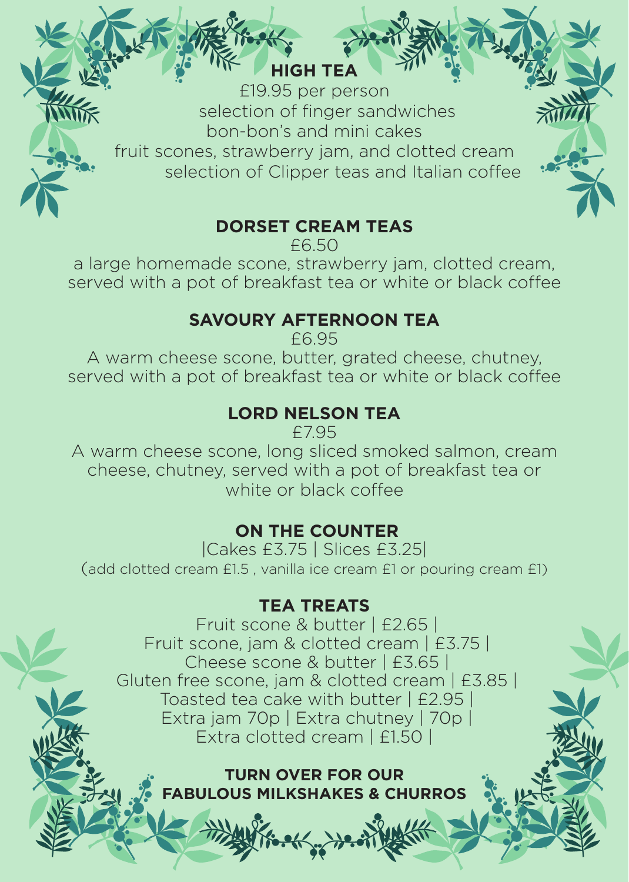## HIGH TEA

£19.95 per person

selection of finger sandwiches

bon-bon's and mini cakes

fruit scones, strawberry jam, and clotted cream

selection of Clipper teas and Italian coffee

## DORSET CREAM TEAS

£6.50

a large homemade scone, strawberry jam, clotted cream, served with a pot of breakfast tea or white or black coffee

## SAVOURY AFTERNOON TEA

£6.95

A warm cheese scone, butter, grated cheese, chutney, served with a pot of breakfast tea or white or black coffee

## LORD NELSON TEA

£7.95

A warm cheese scone, long sliced smoked salmon, cream cheese, chutney, served with a pot of breakfast tea or white or black coffee

## ON THE COUNTER

|Cakes £3.75 | Slices £3.25|

(add clotted cream £1.5 , vanilla ice cream £1 or pouring cream £1)

## TEA TREATS

Fruit scone & butter | £2.65 |

Fruit scone, jam & clotted cream | £3.75 |

Cheese scone & butter | £3.65 |

Gluten free scone, jam & clotted cream | £3.85 |

Toasted tea cake with butter | £2.95 |

Extra jam 70p | Extra chutney | 70p |

Extra clotted cream | £1.50 |

**TURN OVER FOR OUR FABULOUS MILKSHAKES & CHURROS**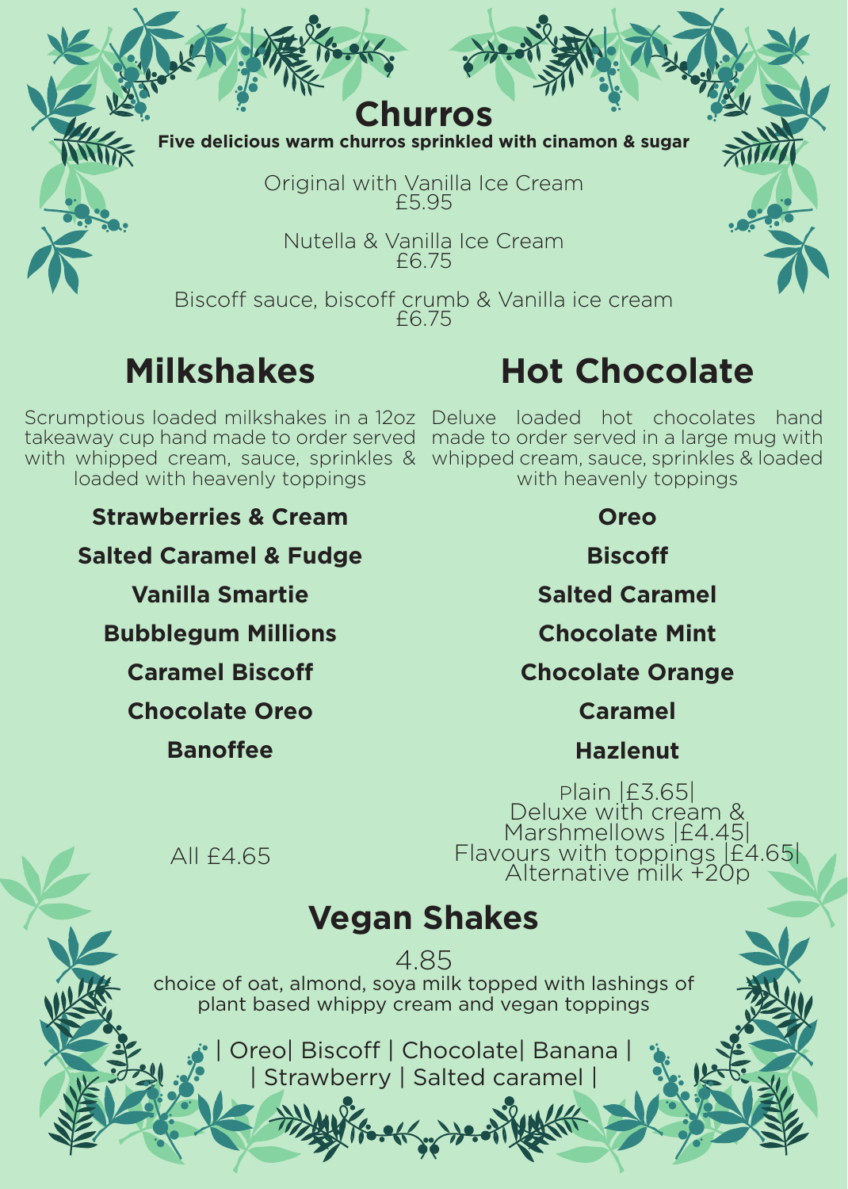# Churros

**Five delicious warm churros sprinkled with cinamon & sugar**

Original with Vanilla Ice Cream
£5.95

Nutella & Vanilla Ice Cream
£6.75

Biscoff sauce, biscoff crumb & Vanilla ice cream
£6.75

## Milkshakes

Scrumptious loaded milkshakes in a 12oz takeaway cup hand made to order served with whipped cream, sauce, sprinkles & loaded with heavenly toppings

**Strawberries & Cream**

**Salted Caramel & Fudge**

**Vanilla Smartie**

**Bubblegum Millions**

**Caramel Biscoff**

**Chocolate Oreo**

**Banoffee**

All £4.65

## Hot Chocolate

Deluxe loaded hot chocolates hand made to order served in a large mug with whipped cream, sauce, sprinkles & loaded with heavenly toppings

**Oreo**

**Biscoff**

**Salted Caramel**

**Chocolate Mint**

**Chocolate Orange**

**Caramel**

**Hazlenut**

Plain |£3.65|
Deluxe with cream & Marshmellows |£4.45|
Flavours with toppings |£4.65|
Alternative milk +20p

## Vegan Shakes

4.85

choice of oat, almond, soya milk topped with lashings of plant based whippy cream and vegan toppings

| Oreo| Biscoff | Chocolate| Banana |
| Strawberry | Salted caramel |